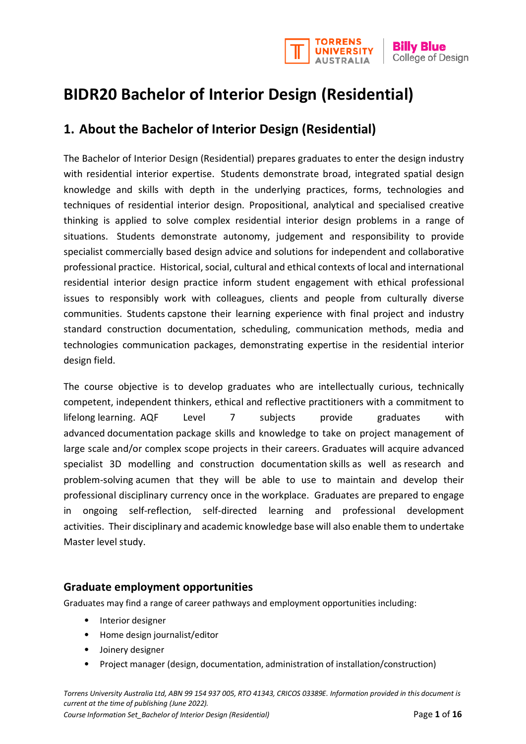# BIDR20 Bachelor of Interior Design (Residential)

## 1. About the Bachelor of Interior Design (Residential)

The Bachelor of Interior Design (Residential) prepares graduates to enter the design industry with residential interior expertise. Students demonstrate broad, integrated spatial design knowledge and skills with depth in the underlying practices, forms, technologies and techniques of residential interior design. Propositional, analytical and specialised creative thinking is applied to solve complex residential interior design problems in a range of situations. Students demonstrate autonomy, judgement and responsibility to provide specialist commercially based design advice and solutions for independent and collaborative professional practice. Historical, social, cultural and ethical contexts of local and international residential interior design practice inform student engagement with ethical professional issues to responsibly work with colleagues, clients and people from culturally diverse communities. Students capstone their learning experience with final project and industry standard construction documentation, scheduling, communication methods, media and technologies communication packages, demonstrating expertise in the residential interior design field.

The course objective is to develop graduates who are intellectually curious, technically competent, independent thinkers, ethical and reflective practitioners with a commitment to lifelong learning. AQF Level 7 subjects provide graduates with advanced documentation package skills and knowledge to take on project management of large scale and/or complex scope projects in their careers. Graduates will acquire advanced specialist 3D modelling and construction documentation skills as well as research and problem-solving acumen that they will be able to use to maintain and develop their professional disciplinary currency once in the workplace. Graduates are prepared to engage in ongoing self-reflection, self-directed learning and professional development activities. Their disciplinary and academic knowledge base will also enable them to undertake Master level study.

### Graduate employment opportunities

Graduates may find a range of career pathways and employment opportunities including:

- Interior designer
- Home design journalist/editor
- Joinery designer
- Project manager (design, documentation, administration of installation/construction)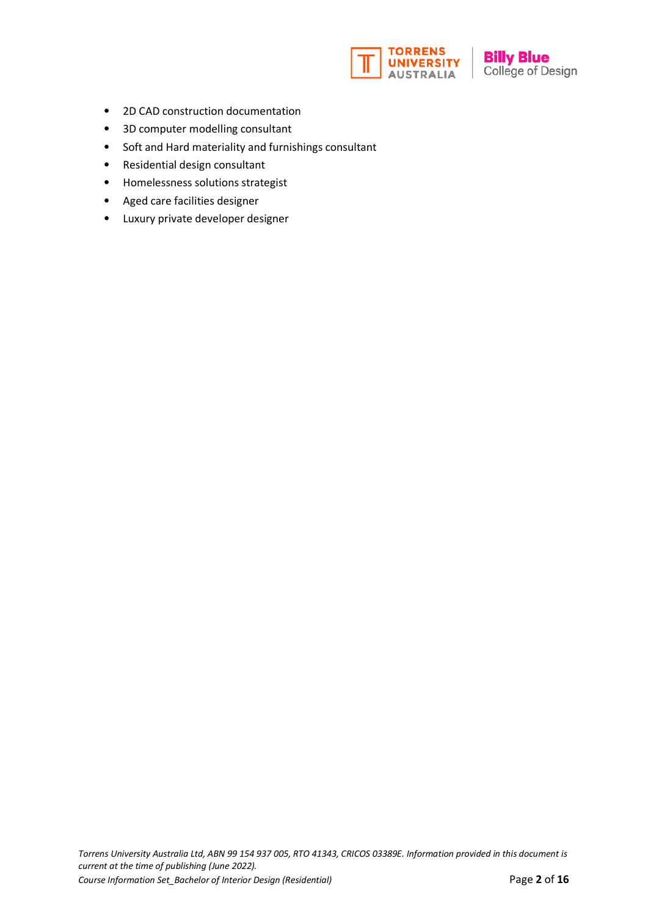- 2D CAD construction documentation
- 3D computer modelling consultant
- Soft and Hard materiality and furnishings consultant
- Residential design consultant
- Homelessness solutions strategist
- Aged care facilities designer
- Luxury private developer designer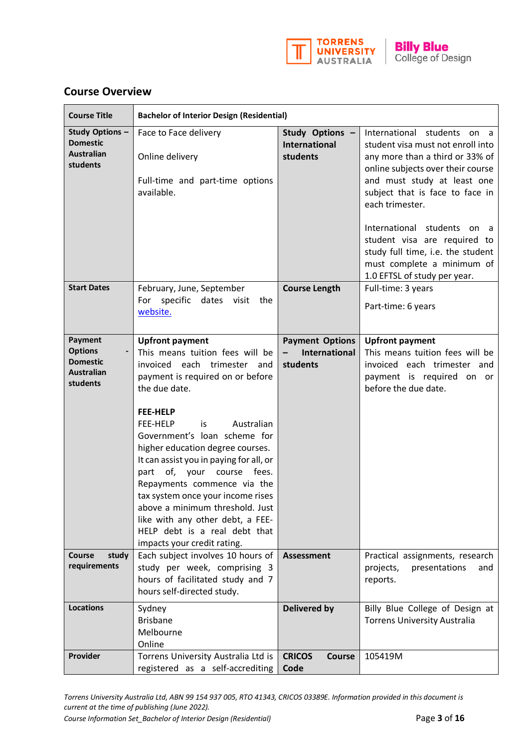## Course Overview

| Course Title | Bachelor of Interior Design (Residential) | | |
|---|---|---|---|
| **Study Options – Domestic Australian students** | Face to Face delivery<br><br>Online delivery<br><br>Full-time and part-time options available. | **Study Options – International students** | International students on a student visa must not enroll into any more than a third or 33% of online subjects over their course and must study at least one subject that is face to face in each trimester.<br><br>International students on a student visa are required to study full time, i.e. the student must complete a minimum of 1.0 EFTSL of study per year. |
| **Start Dates** | February, June, September<br>For specific dates visit the [website.](website) | **Course Length** | Full-time: 3 years<br><br>Part-time: 6 years |
| **Payment Options - Domestic Australian students** | **Upfront payment**<br>This means tuition fees will be invoiced each trimester and payment is required on or before the due date.<br><br>**FEE-HELP**<br>FEE-HELP is Australian Government's loan scheme for higher education degree courses. It can assist you in paying for all, or part of, your course fees. Repayments commence via the tax system once your income rises above a minimum threshold. Just like with any other debt, a FEE-HELP debt is a real debt that impacts your credit rating. | **Payment Options – International students** | **Upfront payment**<br>This means tuition fees will be invoiced each trimester and payment is required on or before the due date. |
| **Course study requirements** | Each subject involves 10 hours of study per week, comprising 3 hours of facilitated study and 7 hours self-directed study. | **Assessment** | Practical assignments, research projects, presentations and reports. |
| **Locations** | Sydney<br>Brisbane<br>Melbourne<br>Online | **Delivered by** | Billy Blue College of Design at Torrens University Australia |
| **Provider** | Torrens University Australia Ltd is registered as a self-accrediting | **CRICOS Course Code** | 105419M |

*Torrens University Australia Ltd, ABN 99 154 937 005, RTO 41343, CRICOS 03389E. Information provided in this document is current at the time of publishing (June 2022).*

*Course Information Set_Bachelor of Interior Design (Residential)*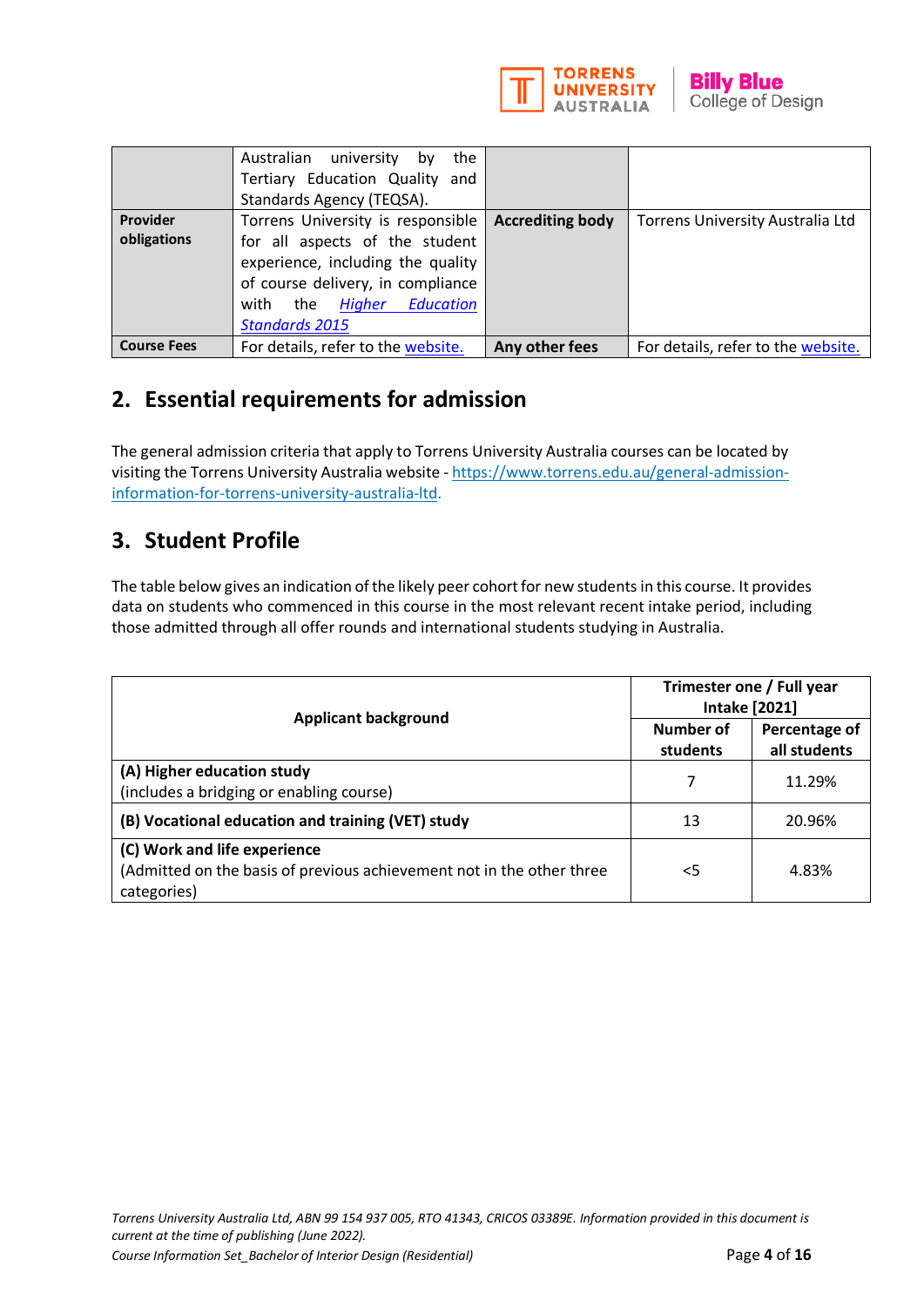|  |  |  |  |
|---|---|---|---|
|  | Australian university by the Tertiary Education Quality and Standards Agency (TEQSA). |  |  |
| **Provider obligations** | Torrens University is responsible for all aspects of the student experience, including the quality of course delivery, in compliance with the *Higher Education Standards 2015* | **Accrediting body** | Torrens University Australia Ltd |
| **Course Fees** | For details, refer to the website. | **Any other fees** | For details, refer to the website. |

## 2. Essential requirements for admission

The general admission criteria that apply to Torrens University Australia courses can be located by visiting the Torrens University Australia website - https://www.torrens.edu.au/general-admission-information-for-torrens-university-australia-ltd.

## 3. Student Profile

The table below gives an indication of the likely peer cohort for new students in this course. It provides data on students who commenced in this course in the most relevant recent intake period, including those admitted through all offer rounds and international students studying in Australia.

| Applicant background | Trimester one / Full year Intake [2021] | |
|---|---|---|
| | **Number of students** | **Percentage of all students** |
| **(A) Higher education study** (includes a bridging or enabling course) | 7 | 11.29% |
| **(B) Vocational education and training (VET) study** | 13 | 20.96% |
| **(C) Work and life experience** (Admitted on the basis of previous achievement not in the other three categories) | <5 | 4.83% |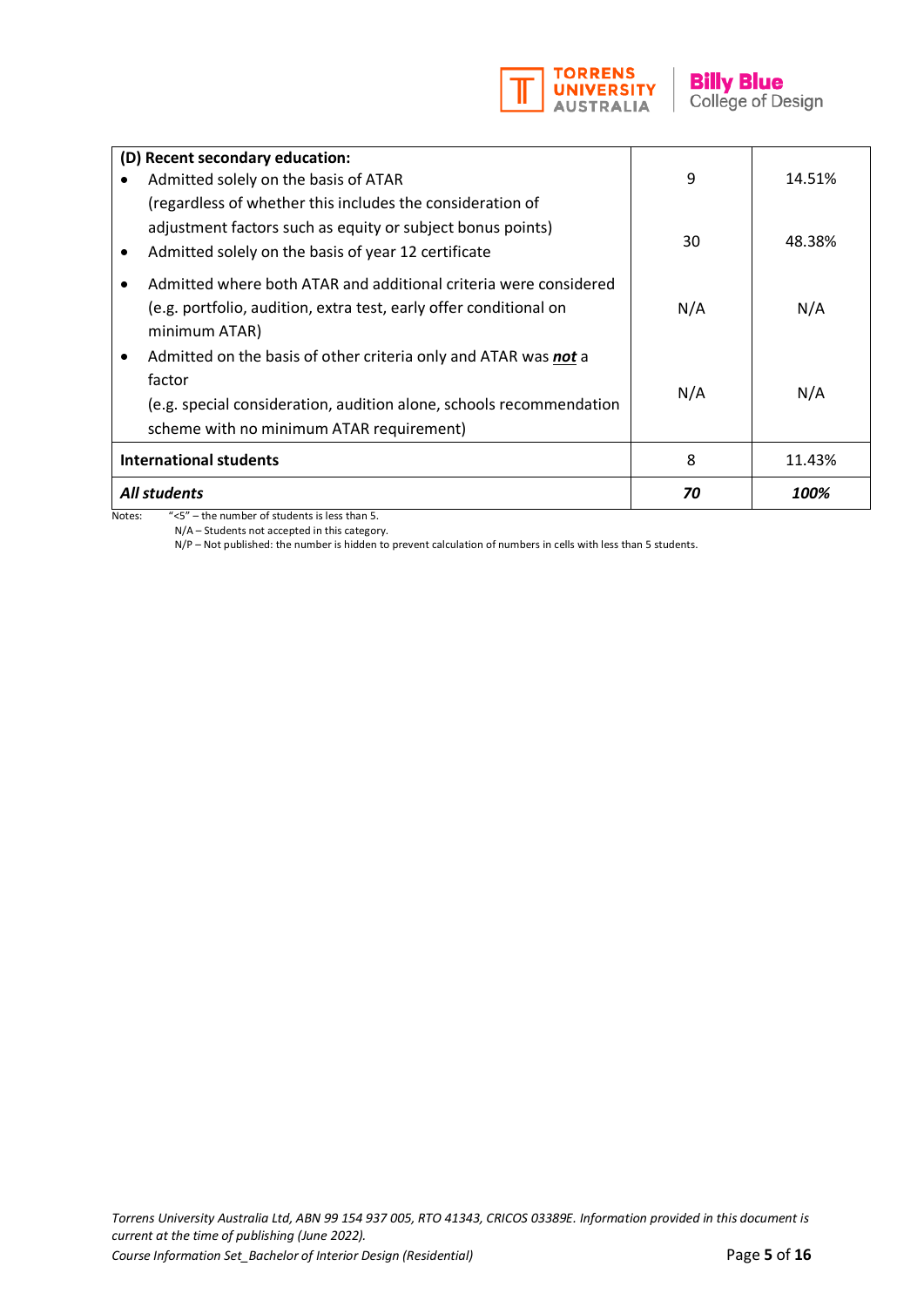| (D) Recent secondary education: | | |
|---|---|---|
| • Admitted solely on the basis of ATAR (regardless of whether this includes the consideration of adjustment factors such as equity or subject bonus points) | 9 | 14.51% |
| • Admitted solely on the basis of year 12 certificate | 30 | 48.38% |
| • Admitted where both ATAR and additional criteria were considered (e.g. portfolio, audition, extra test, early offer conditional on minimum ATAR) | N/A | N/A |
| • Admitted on the basis of other criteria only and ATAR was ***not*** a factor (e.g. special consideration, audition alone, schools recommendation scheme with no minimum ATAR requirement) | N/A | N/A |
| **International students** | 8 | 11.43% |
| ***All students*** | ***70*** | ***100%*** |

Notes: "<5" – the number of students is less than 5.
N/A – Students not accepted in this category.
N/P – Not published: the number is hidden to prevent calculation of numbers in cells with less than 5 students.

*Torrens University Australia Ltd, ABN 99 154 937 005, RTO 41343, CRICOS 03389E. Information provided in this document is current at the time of publishing (June 2022).*
*Course Information Set_Bachelor of Interior Design (Residential)*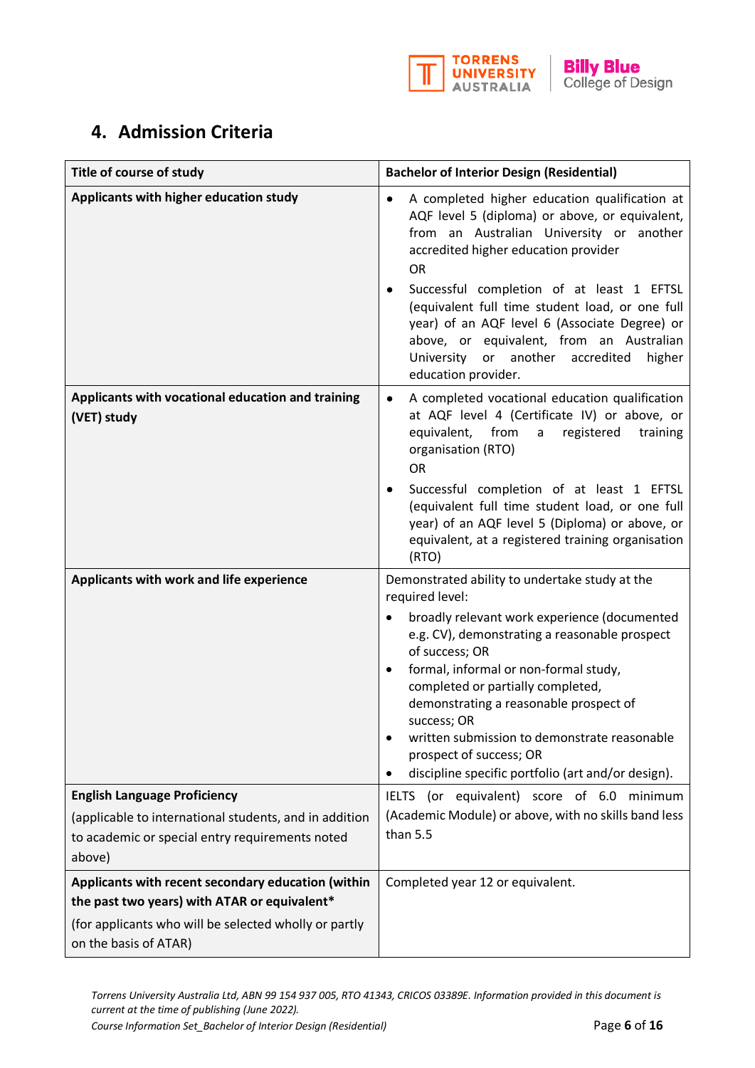## 4. Admission Criteria

| **Title of course of study** | **Bachelor of Interior Design (Residential)** |
|---|---|
| **Applicants with higher education study** | • A completed higher education qualification at AQF level 5 (diploma) or above, or equivalent, from an Australian University or another accredited higher education provider<br>OR<br>• Successful completion of at least 1 EFTSL (equivalent full time student load, or one full year) of an AQF level 6 (Associate Degree) or above, or equivalent, from an Australian University or another accredited higher education provider. |
| **Applicants with vocational education and training (VET) study** | • A completed vocational education qualification at AQF level 4 (Certificate IV) or above, or equivalent, from a registered training organisation (RTO)<br>OR<br>• Successful completion of at least 1 EFTSL (equivalent full time student load, or one full year) of an AQF level 5 (Diploma) or above, or equivalent, at a registered training organisation (RTO) |
| **Applicants with work and life experience** | Demonstrated ability to undertake study at the required level:<br>• broadly relevant work experience (documented e.g. CV), demonstrating a reasonable prospect of success; OR<br>• formal, informal or non-formal study, completed or partially completed, demonstrating a reasonable prospect of success; OR<br>• written submission to demonstrate reasonable prospect of success; OR<br>• discipline specific portfolio (art and/or design). |
| **English Language Proficiency**<br>(applicable to international students, and in addition to academic or special entry requirements noted above) | IELTS (or equivalent) score of 6.0 minimum (Academic Module) or above, with no skills band less than 5.5 |
| **Applicants with recent secondary education (within the past two years) with ATAR or equivalent***<br>(for applicants who will be selected wholly or partly on the basis of ATAR) | Completed year 12 or equivalent. |

*Torrens University Australia Ltd, ABN 99 154 937 005, RTO 41343, CRICOS 03389E. Information provided in this document is current at the time of publishing (June 2022).*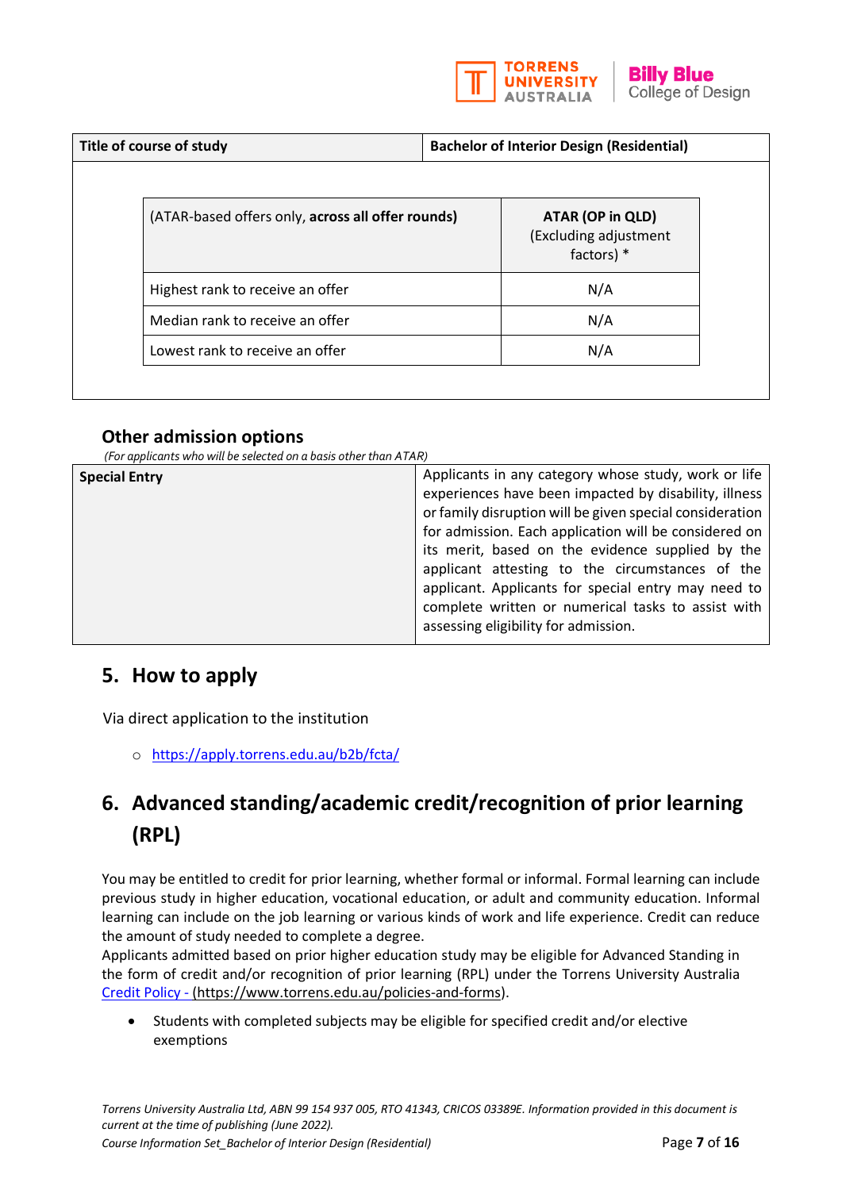| Title of course of study | Bachelor of Interior Design (Residential) |
|---|---|

| (ATAR-based offers only, **across all offer rounds)** | **ATAR (OP in QLD)** (Excluding adjustment factors) * |
|---|---|
| Highest rank to receive an offer | N/A |
| Median rank to receive an offer | N/A |
| Lowest rank to receive an offer | N/A |

### Other admission options

*(For applicants who will be selected on a basis other than ATAR)*

| **Special Entry** | Applicants in any category whose study, work or life experiences have been impacted by disability, illness or family disruption will be given special consideration for admission. Each application will be considered on its merit, based on the evidence supplied by the applicant attesting to the circumstances of the applicant. Applicants for special entry may need to complete written or numerical tasks to assist with assessing eligibility for admission. |
|---|---|

## 5. How to apply

Via direct application to the institution

- https://apply.torrens.edu.au/b2b/fcta/

## 6. Advanced standing/academic credit/recognition of prior learning (RPL)

You may be entitled to credit for prior learning, whether formal or informal. Formal learning can include previous study in higher education, vocational education, or adult and community education. Informal learning can include on the job learning or various kinds of work and life experience. Credit can reduce the amount of study needed to complete a degree.
Applicants admitted based on prior higher education study may be eligible for Advanced Standing in the form of credit and/or recognition of prior learning (RPL) under the Torrens University Australia Credit Policy - (https://www.torrens.edu.au/policies-and-forms).

- Students with completed subjects may be eligible for specified credit and/or elective exemptions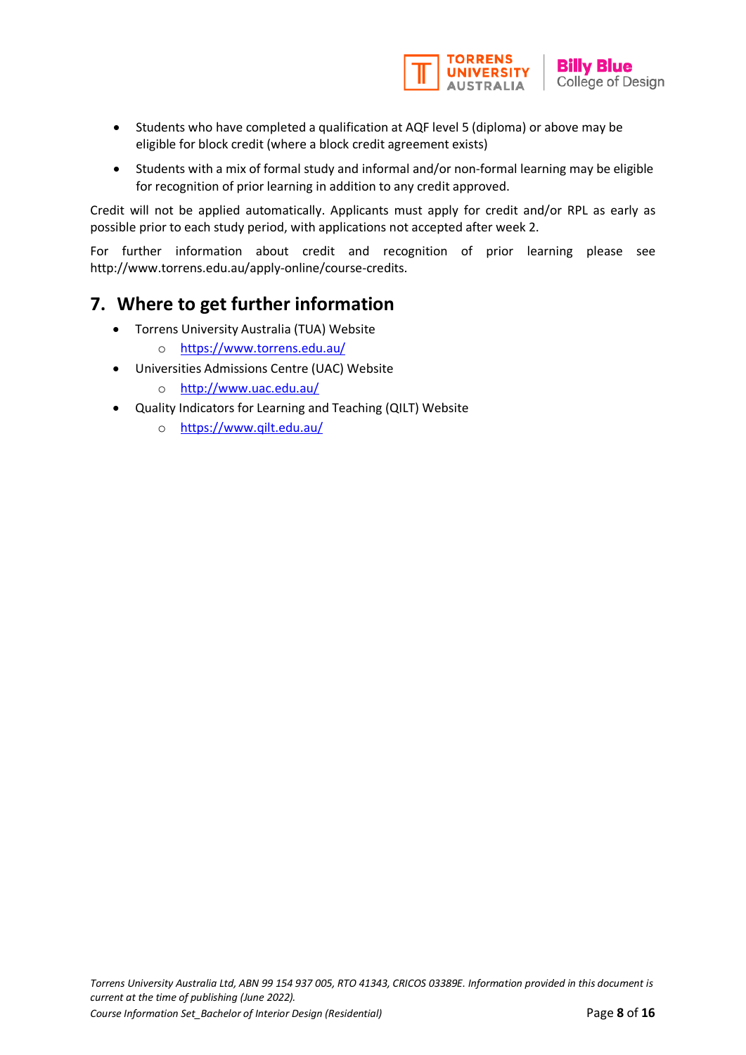- Students who have completed a qualification at AQF level 5 (diploma) or above may be eligible for block credit (where a block credit agreement exists)
- Students with a mix of formal study and informal and/or non-formal learning may be eligible for recognition of prior learning in addition to any credit approved.

Credit will not be applied automatically. Applicants must apply for credit and/or RPL as early as possible prior to each study period, with applications not accepted after week 2.

For further information about credit and recognition of prior learning please see http://www.torrens.edu.au/apply-online/course-credits.

## 7. Where to get further information

- Torrens University Australia (TUA) Website
  - https://www.torrens.edu.au/
- Universities Admissions Centre (UAC) Website
  - http://www.uac.edu.au/
- Quality Indicators for Learning and Teaching (QILT) Website
  - https://www.qilt.edu.au/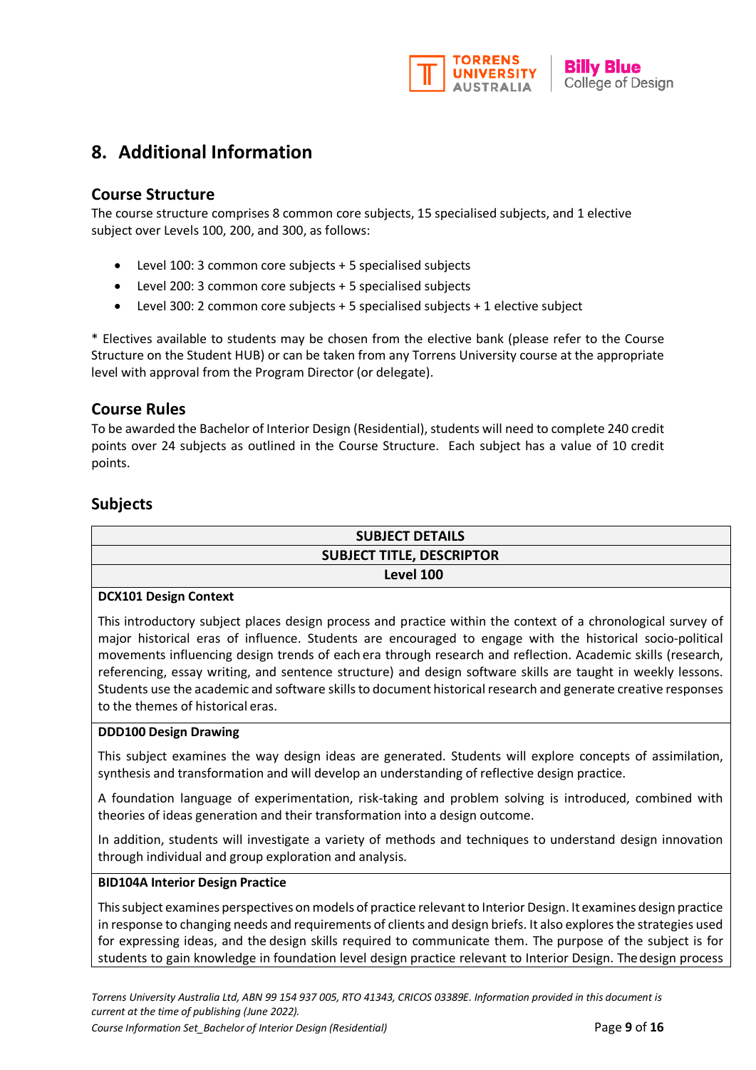## 8. Additional Information

### Course Structure

The course structure comprises 8 common core subjects, 15 specialised subjects, and 1 elective subject over Levels 100, 200, and 300, as follows:

- Level 100: 3 common core subjects + 5 specialised subjects
- Level 200: 3 common core subjects + 5 specialised subjects
- Level 300: 2 common core subjects + 5 specialised subjects + 1 elective subject

* Electives available to students may be chosen from the elective bank (please refer to the Course Structure on the Student HUB) or can be taken from any Torrens University course at the appropriate level with approval from the Program Director (or delegate).

### Course Rules

To be awarded the Bachelor of Interior Design (Residential), students will need to complete 240 credit points over 24 subjects as outlined in the Course Structure. Each subject has a value of 10 credit points.

### Subjects

| SUBJECT DETAILS |
|---|
| **SUBJECT TITLE, DESCRIPTOR** |
| **Level 100** |
| **DCX101 Design Context**<br><br>This introductory subject places design process and practice within the context of a chronological survey of major historical eras of influence. Students are encouraged to engage with the historical socio-political movements influencing design trends of each era through research and reflection. Academic skills (research, referencing, essay writing, and sentence structure) and design software skills are taught in weekly lessons. Students use the academic and software skills to document historical research and generate creative responses to the themes of historical eras. |
| **DDD100 Design Drawing**<br><br>This subject examines the way design ideas are generated. Students will explore concepts of assimilation, synthesis and transformation and will develop an understanding of reflective design practice.<br><br>A foundation language of experimentation, risk-taking and problem solving is introduced, combined with theories of ideas generation and their transformation into a design outcome.<br><br>In addition, students will investigate a variety of methods and techniques to understand design innovation through individual and group exploration and analysis. |
| **BID104A Interior Design Practice**<br><br>This subject examines perspectives on models of practice relevant to Interior Design. It examines design practice in response to changing needs and requirements of clients and design briefs. It also explores the strategies used for expressing ideas, and the design skills required to communicate them. The purpose of the subject is for students to gain knowledge in foundation level design practice relevant to Interior Design. The design process |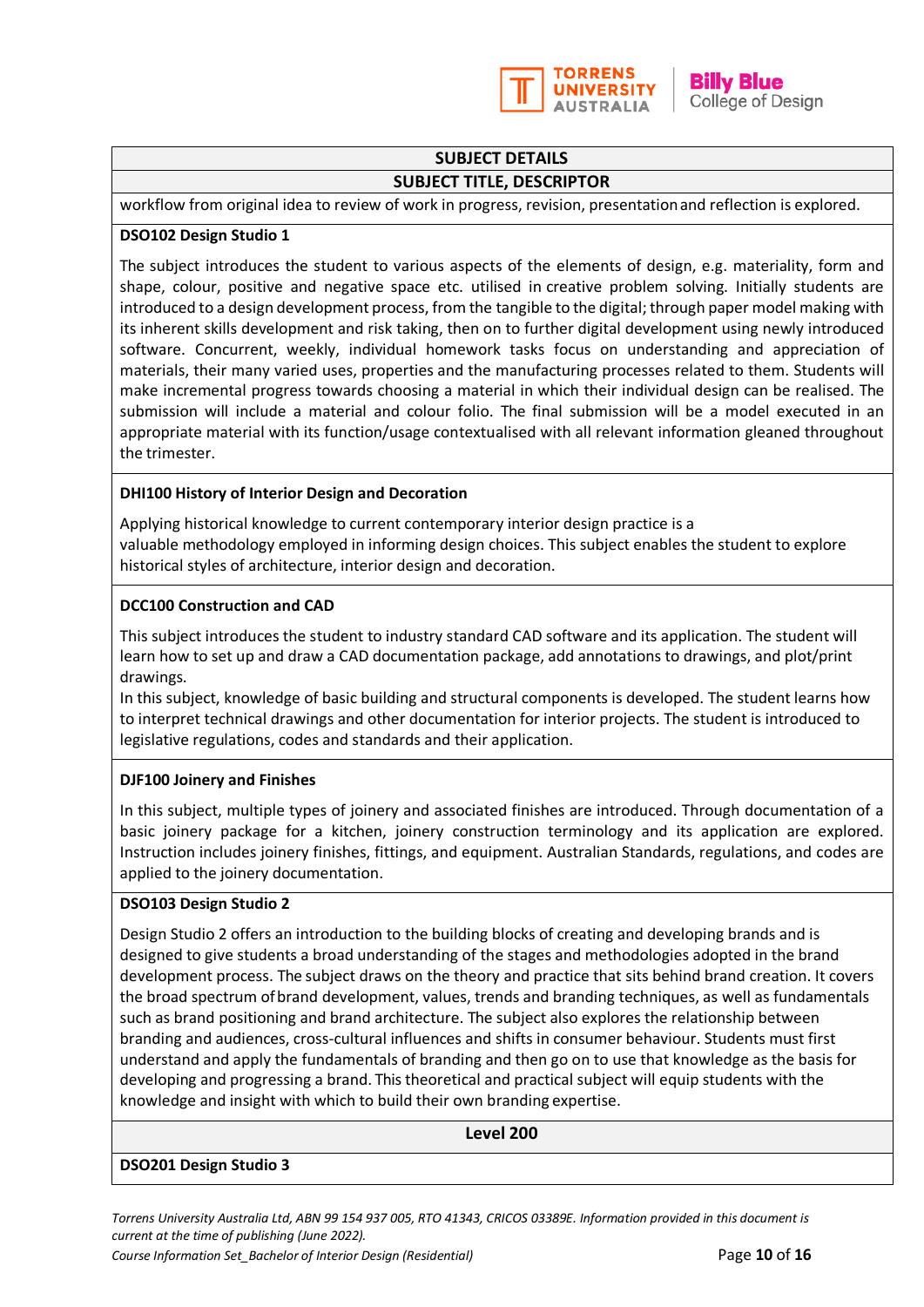| SUBJECT DETAILS |
|---|
| **SUBJECT TITLE, DESCRIPTOR** |
| workflow from original idea to review of work in progress, revision, presentation and reflection is explored. |
| **DSO102 Design Studio 1**<br><br>The subject introduces the student to various aspects of the elements of design, e.g. materiality, form and shape, colour, positive and negative space etc. utilised in creative problem solving. Initially students are introduced to a design development process, from the tangible to the digital; through paper model making with its inherent skills development and risk taking, then on to further digital development using newly introduced software. Concurrent, weekly, individual homework tasks focus on understanding and appreciation of materials, their many varied uses, properties and the manufacturing processes related to them. Students will make incremental progress towards choosing a material in which their individual design can be realised. The submission will include a material and colour folio. The final submission will be a model executed in an appropriate material with its function/usage contextualised with all relevant information gleaned throughout the trimester. |
| **DHI100 History of Interior Design and Decoration**<br><br>Applying historical knowledge to current contemporary interior design practice is a valuable methodology employed in informing design choices. This subject enables the student to explore historical styles of architecture, interior design and decoration. |
| **DCC100 Construction and CAD**<br><br>This subject introduces the student to industry standard CAD software and its application. The student will learn how to set up and draw a CAD documentation package, add annotations to drawings, and plot/print drawings.<br>In this subject, knowledge of basic building and structural components is developed. The student learns how to interpret technical drawings and other documentation for interior projects. The student is introduced to legislative regulations, codes and standards and their application. |
| **DJF100 Joinery and Finishes**<br><br>In this subject, multiple types of joinery and associated finishes are introduced. Through documentation of a basic joinery package for a kitchen, joinery construction terminology and its application are explored. Instruction includes joinery finishes, fittings, and equipment. Australian Standards, regulations, and codes are applied to the joinery documentation. |
| **DSO103 Design Studio 2**<br><br>Design Studio 2 offers an introduction to the building blocks of creating and developing brands and is designed to give students a broad understanding of the stages and methodologies adopted in the brand development process. The subject draws on the theory and practice that sits behind brand creation. It covers the broad spectrum of brand development, values, trends and branding techniques, as well as fundamentals such as brand positioning and brand architecture. The subject also explores the relationship between branding and audiences, cross-cultural influences and shifts in consumer behaviour. Students must first understand and apply the fundamentals of branding and then go on to use that knowledge as the basis for developing and progressing a brand. This theoretical and practical subject will equip students with the knowledge and insight with which to build their own branding expertise. |
| **Level 200** |
| **DSO201 Design Studio 3** |

*Torrens University Australia Ltd, ABN 99 154 937 005, RTO 41343, CRICOS 03389E. Information provided in this document is current at the time of publishing (June 2022).*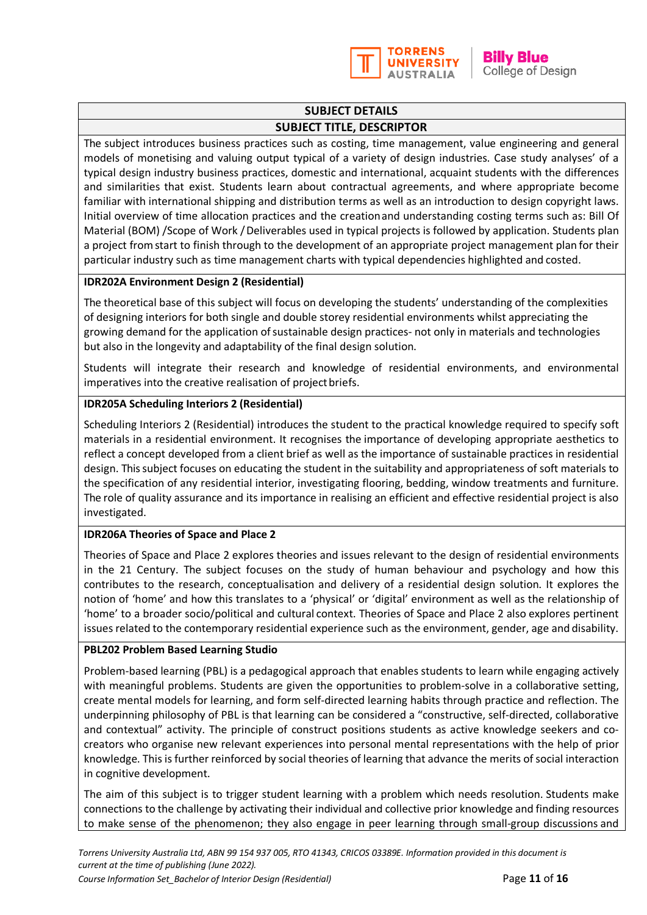| SUBJECT DETAILS |
|---|
| **SUBJECT TITLE, DESCRIPTOR** |
| The subject introduces business practices such as costing, time management, value engineering and general models of monetising and valuing output typical of a variety of design industries. Case study analyses' of a typical design industry business practices, domestic and international, acquaint students with the differences and similarities that exist. Students learn about contractual agreements, and where appropriate become familiar with international shipping and distribution terms as well as an introduction to design copyright laws. Initial overview of time allocation practices and the creation and understanding costing terms such as: Bill Of Material (BOM) /Scope of Work / Deliverables used in typical projects is followed by application. Students plan a project from start to finish through to the development of an appropriate project management plan for their particular industry such as time management charts with typical dependencies highlighted and costed. |
| **IDR202A Environment Design 2 (Residential)**<br><br>The theoretical base of this subject will focus on developing the students' understanding of the complexities of designing interiors for both single and double storey residential environments whilst appreciating the growing demand for the application of sustainable design practices- not only in materials and technologies but also in the longevity and adaptability of the final design solution.<br><br>Students will integrate their research and knowledge of residential environments, and environmental imperatives into the creative realisation of project briefs. |
| **IDR205A Scheduling Interiors 2 (Residential)**<br><br>Scheduling Interiors 2 (Residential) introduces the student to the practical knowledge required to specify soft materials in a residential environment. It recognises the importance of developing appropriate aesthetics to reflect a concept developed from a client brief as well as the importance of sustainable practices in residential design. This subject focuses on educating the student in the suitability and appropriateness of soft materials to the specification of any residential interior, investigating flooring, bedding, window treatments and furniture. The role of quality assurance and its importance in realising an efficient and effective residential project is also investigated. |
| **IDR206A Theories of Space and Place 2**<br><br>Theories of Space and Place 2 explores theories and issues relevant to the design of residential environments in the 21 Century. The subject focuses on the study of human behaviour and psychology and how this contributes to the research, conceptualisation and delivery of a residential design solution. It explores the notion of 'home' and how this translates to a 'physical' or 'digital' environment as well as the relationship of 'home' to a broader socio/political and cultural context. Theories of Space and Place 2 also explores pertinent issues related to the contemporary residential experience such as the environment, gender, age and disability. |
| **PBL202 Problem Based Learning Studio**<br><br>Problem-based learning (PBL) is a pedagogical approach that enables students to learn while engaging actively with meaningful problems. Students are given the opportunities to problem-solve in a collaborative setting, create mental models for learning, and form self-directed learning habits through practice and reflection. The underpinning philosophy of PBL is that learning can be considered a "constructive, self-directed, collaborative and contextual" activity. The principle of construct positions students as active knowledge seekers and co-creators who organise new relevant experiences into personal mental representations with the help of prior knowledge. This is further reinforced by social theories of learning that advance the merits of social interaction in cognitive development.<br><br>The aim of this subject is to trigger student learning with a problem which needs resolution. Students make connections to the challenge by activating their individual and collective prior knowledge and finding resources to make sense of the phenomenon; they also engage in peer learning through small-group discussions and |

*Torrens University Australia Ltd, ABN 99 154 937 005, RTO 41343, CRICOS 03389E. Information provided in this document is current at the time of publishing (June 2022).*

*Course Information Set_Bachelor of Interior Design (Residential)*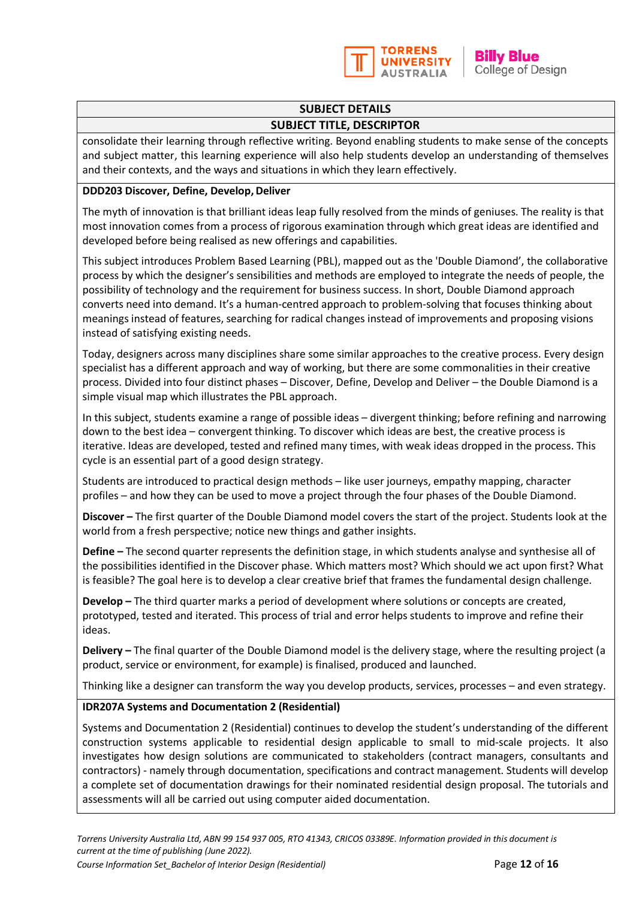| SUBJECT DETAILS |
|---|
| **SUBJECT TITLE, DESCRIPTOR** |

consolidate their learning through reflective writing. Beyond enabling students to make sense of the concepts and subject matter, this learning experience will also help students develop an understanding of themselves and their contexts, and the ways and situations in which they learn effectively.

**DDD203 Discover, Define, Develop, Deliver**

The myth of innovation is that brilliant ideas leap fully resolved from the minds of geniuses. The reality is that most innovation comes from a process of rigorous examination through which great ideas are identified and developed before being realised as new offerings and capabilities.

This subject introduces Problem Based Learning (PBL), mapped out as the 'Double Diamond', the collaborative process by which the designer's sensibilities and methods are employed to integrate the needs of people, the possibility of technology and the requirement for business success. In short, Double Diamond approach converts need into demand. It's a human-centred approach to problem-solving that focuses thinking about meanings instead of features, searching for radical changes instead of improvements and proposing visions instead of satisfying existing needs.

Today, designers across many disciplines share some similar approaches to the creative process. Every design specialist has a different approach and way of working, but there are some commonalities in their creative process. Divided into four distinct phases – Discover, Define, Develop and Deliver – the Double Diamond is a simple visual map which illustrates the PBL approach.

In this subject, students examine a range of possible ideas – divergent thinking; before refining and narrowing down to the best idea – convergent thinking. To discover which ideas are best, the creative process is iterative. Ideas are developed, tested and refined many times, with weak ideas dropped in the process. This cycle is an essential part of a good design strategy.

Students are introduced to practical design methods – like user journeys, empathy mapping, character profiles – and how they can be used to move a project through the four phases of the Double Diamond.

**Discover –** The first quarter of the Double Diamond model covers the start of the project. Students look at the world from a fresh perspective; notice new things and gather insights.

**Define –** The second quarter represents the definition stage, in which students analyse and synthesise all of the possibilities identified in the Discover phase. Which matters most? Which should we act upon first? What is feasible? The goal here is to develop a clear creative brief that frames the fundamental design challenge.

**Develop –** The third quarter marks a period of development where solutions or concepts are created, prototyped, tested and iterated. This process of trial and error helps students to improve and refine their ideas.

**Delivery –** The final quarter of the Double Diamond model is the delivery stage, where the resulting project (a product, service or environment, for example) is finalised, produced and launched.

Thinking like a designer can transform the way you develop products, services, processes – and even strategy.

**IDR207A Systems and Documentation 2 (Residential)**

Systems and Documentation 2 (Residential) continues to develop the student's understanding of the different construction systems applicable to residential design applicable to small to mid-scale projects. It also investigates how design solutions are communicated to stakeholders (contract managers, consultants and contractors) - namely through documentation, specifications and contract management. Students will develop a complete set of documentation drawings for their nominated residential design proposal. The tutorials and assessments will all be carried out using computer aided documentation.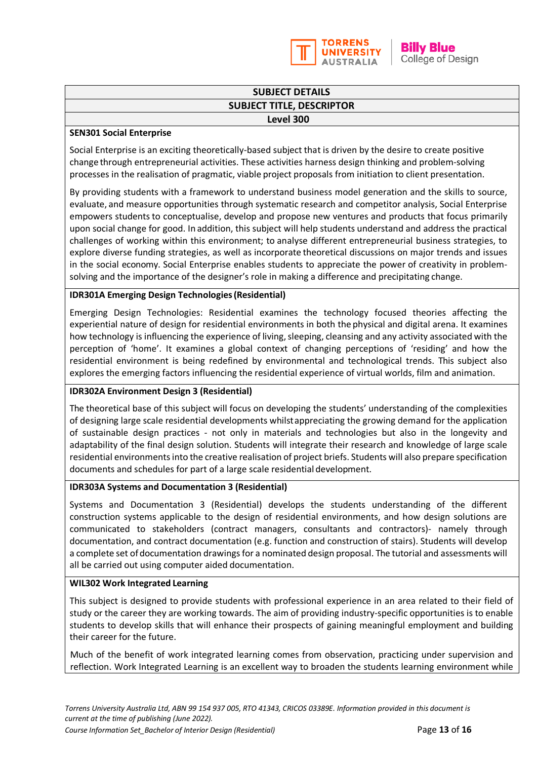| SUBJECT DETAILS |
|---|
| **SUBJECT TITLE, DESCRIPTOR** |
| **Level 300** |

**SEN301 Social Enterprise**

Social Enterprise is an exciting theoretically-based subject that is driven by the desire to create positive change through entrepreneurial activities. These activities harness design thinking and problem-solving processes in the realisation of pragmatic, viable project proposals from initiation to client presentation.

By providing students with a framework to understand business model generation and the skills to source, evaluate, and measure opportunities through systematic research and competitor analysis, Social Enterprise empowers students to conceptualise, develop and propose new ventures and products that focus primarily upon social change for good. In addition, this subject will help students understand and address the practical challenges of working within this environment; to analyse different entrepreneurial business strategies, to explore diverse funding strategies, as well as incorporate theoretical discussions on major trends and issues in the social economy. Social Enterprise enables students to appreciate the power of creativity in problem-solving and the importance of the designer's role in making a difference and precipitating change.

**IDR301A Emerging Design Technologies (Residential)**

Emerging Design Technologies: Residential examines the technology focused theories affecting the experiential nature of design for residential environments in both the physical and digital arena. It examines how technology is influencing the experience of living, sleeping, cleansing and any activity associated with the perception of 'home'. It examines a global context of changing perceptions of 'residing' and how the residential environment is being redefined by environmental and technological trends. This subject also explores the emerging factors influencing the residential experience of virtual worlds, film and animation.

**IDR302A Environment Design 3 (Residential)**

The theoretical base of this subject will focus on developing the students' understanding of the complexities of designing large scale residential developments whilst appreciating the growing demand for the application of sustainable design practices - not only in materials and technologies but also in the longevity and adaptability of the final design solution. Students will integrate their research and knowledge of large scale residential environments into the creative realisation of project briefs. Students will also prepare specification documents and schedules for part of a large scale residential development.

**IDR303A Systems and Documentation 3 (Residential)**

Systems and Documentation 3 (Residential) develops the students understanding of the different construction systems applicable to the design of residential environments, and how design solutions are communicated to stakeholders (contract managers, consultants and contractors)- namely through documentation, and contract documentation (e.g. function and construction of stairs). Students will develop a complete set of documentation drawings for a nominated design proposal. The tutorial and assessments will all be carried out using computer aided documentation.

**WIL302 Work Integrated Learning**

This subject is designed to provide students with professional experience in an area related to their field of study or the career they are working towards. The aim of providing industry-specific opportunities is to enable students to develop skills that will enhance their prospects of gaining meaningful employment and building their career for the future.

Much of the benefit of work integrated learning comes from observation, practicing under supervision and reflection. Work Integrated Learning is an excellent way to broaden the students learning environment while

*Torrens University Australia Ltd, ABN 99 154 937 005, RTO 41343, CRICOS 03389E. Information provided in this document is current at the time of publishing (June 2022).*
*Course Information Set_Bachelor of Interior Design (Residential)*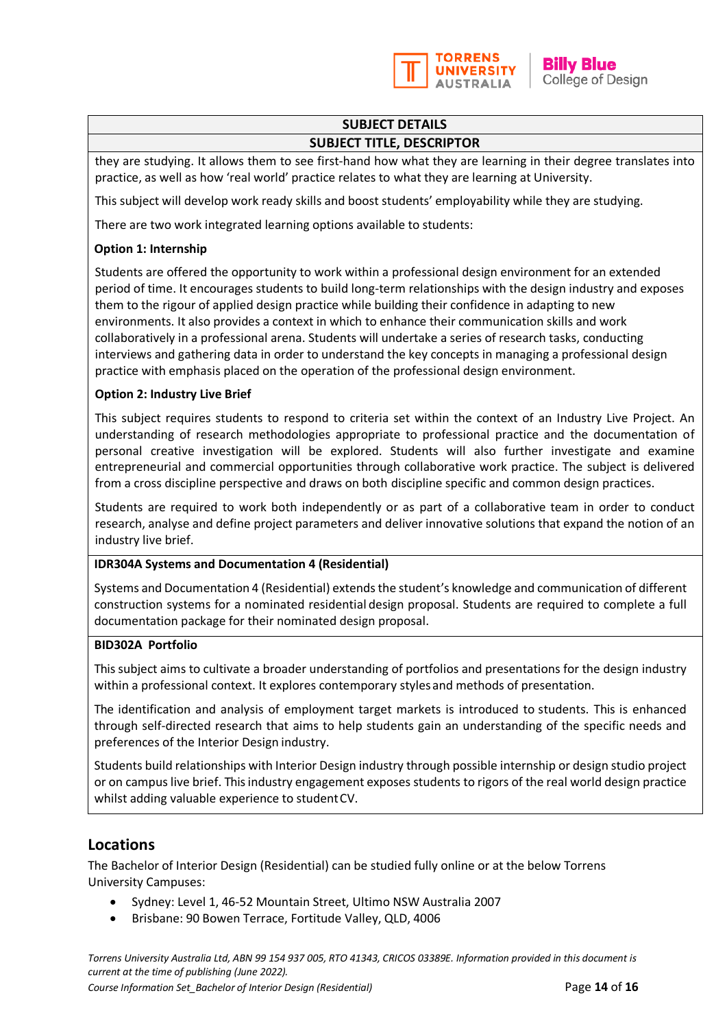| SUBJECT DETAILS |
|---|
| **SUBJECT TITLE, DESCRIPTOR** |
| they are studying. It allows them to see first-hand how what they are learning in their degree translates into practice, as well as how 'real world' practice relates to what they are learning at University.<br><br>This subject will develop work ready skills and boost students' employability while they are studying.<br><br>There are two work integrated learning options available to students:<br><br>**Option 1: Internship**<br><br>Students are offered the opportunity to work within a professional design environment for an extended period of time. It encourages students to build long-term relationships with the design industry and exposes them to the rigour of applied design practice while building their confidence in adapting to new environments. It also provides a context in which to enhance their communication skills and work collaboratively in a professional arena. Students will undertake a series of research tasks, conducting interviews and gathering data in order to understand the key concepts in managing a professional design practice with emphasis placed on the operation of the professional design environment.<br><br>**Option 2: Industry Live Brief**<br><br>This subject requires students to respond to criteria set within the context of an Industry Live Project. An understanding of research methodologies appropriate to professional practice and the documentation of personal creative investigation will be explored. Students will also further investigate and examine entrepreneurial and commercial opportunities through collaborative work practice. The subject is delivered from a cross discipline perspective and draws on both discipline specific and common design practices.<br><br>Students are required to work both independently or as part of a collaborative team in order to conduct research, analyse and define project parameters and deliver innovative solutions that expand the notion of an industry live brief. |
| **IDR304A Systems and Documentation 4 (Residential)**<br><br>Systems and Documentation 4 (Residential) extends the student's knowledge and communication of different construction systems for a nominated residential design proposal. Students are required to complete a full documentation package for their nominated design proposal. |
| **BID302A Portfolio**<br><br>This subject aims to cultivate a broader understanding of portfolios and presentations for the design industry within a professional context. It explores contemporary styles and methods of presentation.<br><br>The identification and analysis of employment target markets is introduced to students. This is enhanced through self-directed research that aims to help students gain an understanding of the specific needs and preferences of the Interior Design industry.<br><br>Students build relationships with Interior Design industry through possible internship or design studio project or on campus live brief. This industry engagement exposes students to rigors of the real world design practice whilst adding valuable experience to student CV. |

## Locations

The Bachelor of Interior Design (Residential) can be studied fully online or at the below Torrens University Campuses:

- Sydney: Level 1, 46-52 Mountain Street, Ultimo NSW Australia 2007
- Brisbane: 90 Bowen Terrace, Fortitude Valley, QLD, 4006

*Torrens University Australia Ltd, ABN 99 154 937 005, RTO 41343, CRICOS 03389E. Information provided in this document is current at the time of publishing (June 2022).*

*Course Information Set_Bachelor of Interior Design (Residential)*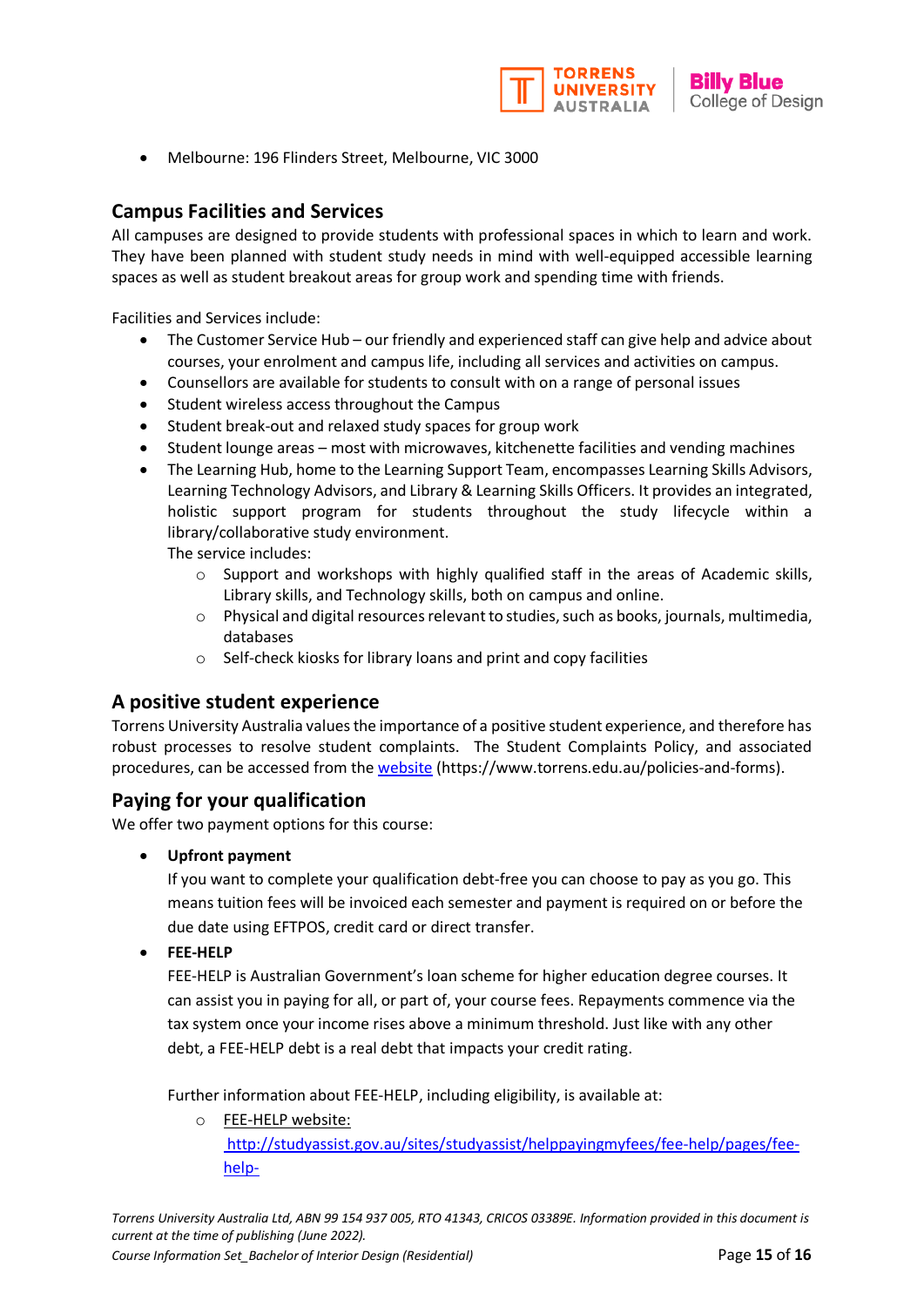- Melbourne: 196 Flinders Street, Melbourne, VIC 3000

## Campus Facilities and Services

All campuses are designed to provide students with professional spaces in which to learn and work. They have been planned with student study needs in mind with well-equipped accessible learning spaces as well as student breakout areas for group work and spending time with friends.

Facilities and Services include:

- The Customer Service Hub – our friendly and experienced staff can give help and advice about courses, your enrolment and campus life, including all services and activities on campus.
- Counsellors are available for students to consult with on a range of personal issues
- Student wireless access throughout the Campus
- Student break-out and relaxed study spaces for group work
- Student lounge areas – most with microwaves, kitchenette facilities and vending machines
- The Learning Hub, home to the Learning Support Team, encompasses Learning Skills Advisors, Learning Technology Advisors, and Library & Learning Skills Officers. It provides an integrated, holistic support program for students throughout the study lifecycle within a library/collaborative study environment.
  The service includes:
  - Support and workshops with highly qualified staff in the areas of Academic skills, Library skills, and Technology skills, both on campus and online.
  - Physical and digital resources relevant to studies, such as books, journals, multimedia, databases
  - Self-check kiosks for library loans and print and copy facilities

## A positive student experience

Torrens University Australia values the importance of a positive student experience, and therefore has robust processes to resolve student complaints. The Student Complaints Policy, and associated procedures, can be accessed from the [website](https://www.torrens.edu.au/policies-and-forms) (https://www.torrens.edu.au/policies-and-forms).

## Paying for your qualification

We offer two payment options for this course:

- **Upfront payment**
  If you want to complete your qualification debt-free you can choose to pay as you go. This means tuition fees will be invoiced each semester and payment is required on or before the due date using EFTPOS, credit card or direct transfer.
- **FEE-HELP**
  FEE-HELP is Australian Government's loan scheme for higher education degree courses. It can assist you in paying for all, or part of, your course fees. Repayments commence via the tax system once your income rises above a minimum threshold. Just like with any other debt, a FEE-HELP debt is a real debt that impacts your credit rating.

  Further information about FEE-HELP, including eligibility, is available at:
  - FEE-HELP website: http://studyassist.gov.au/sites/studyassist/helppayingmyfees/fee-help/pages/fee-help-

*Torrens University Australia Ltd, ABN 99 154 937 005, RTO 41343, CRICOS 03389E. Information provided in this document is current at the time of publishing (June 2022).*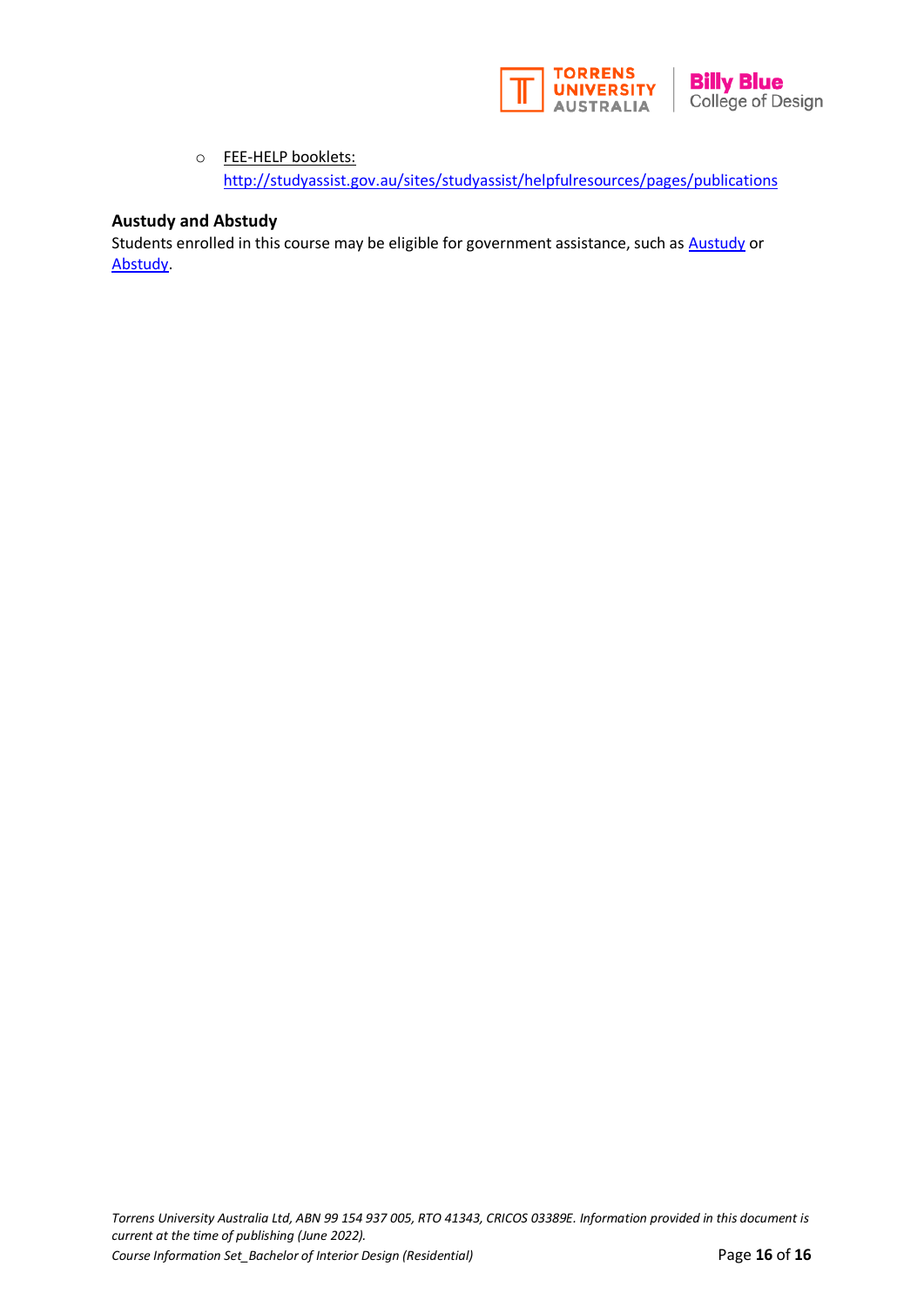- FEE-HELP booklets: http://studyassist.gov.au/sites/studyassist/helpfulresources/pages/publications

**Austudy and Abstudy**

Students enrolled in this course may be eligible for government assistance, such as Austudy or Abstudy.